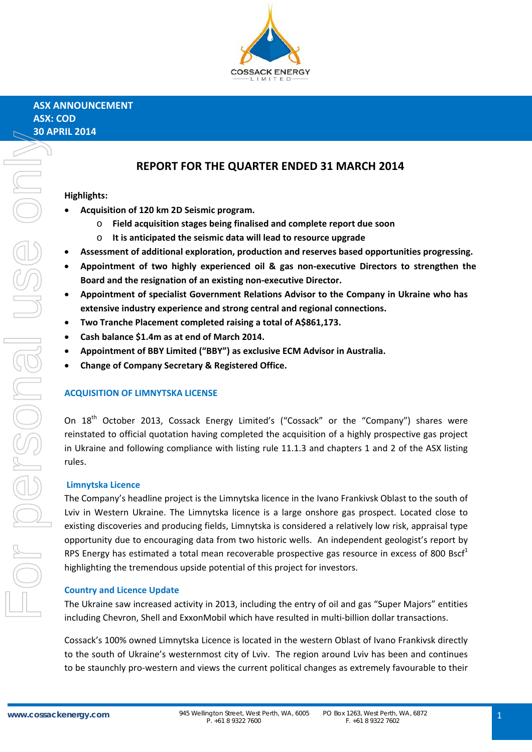**ASX ANNOUNCEMENT**
**ASX: COD**
**30 APRIL 2014**

# REPORT FOR THE QUARTER ENDED 31 MARCH 2014

**Highlights:**

- **Acquisition of 120 km 2D Seismic program.**
  - **Field acquisition stages being finalised and complete report due soon**
  - **It is anticipated the seismic data will lead to resource upgrade**
- **Assessment of additional exploration, production and reserves based opportunities progressing.**
- **Appointment of two highly experienced oil & gas non-executive Directors to strengthen the Board and the resignation of an existing non-executive Director.**
- **Appointment of specialist Government Relations Advisor to the Company in Ukraine who has extensive industry experience and strong central and regional connections.**
- **Two Tranche Placement completed raising a total of A$861,173.**
- **Cash balance $1.4m as at end of March 2014.**
- **Appointment of BBY Limited ("BBY") as exclusive ECM Advisor in Australia.**
- **Change of Company Secretary & Registered Office.**

## ACQUISITION OF LIMNYTSKA LICENSE

On 18th October 2013, Cossack Energy Limited's ("Cossack" or the "Company") shares were reinstated to official quotation having completed the acquisition of a highly prospective gas project in Ukraine and following compliance with listing rule 11.1.3 and chapters 1 and 2 of the ASX listing rules.

### Limnytska Licence

The Company's headline project is the Limnytska licence in the Ivano Frankivsk Oblast to the south of Lviv in Western Ukraine. The Limnytska licence is a large onshore gas prospect. Located close to existing discoveries and producing fields, Limnytska is considered a relatively low risk, appraisal type opportunity due to encouraging data from two historic wells. An independent geologist's report by RPS Energy has estimated a total mean recoverable prospective gas resource in excess of 800 Bscf[1] highlighting the tremendous upside potential of this project for investors.

### Country and Licence Update

The Ukraine saw increased activity in 2013, including the entry of oil and gas "Super Majors" entities including Chevron, Shell and ExxonMobil which have resulted in multi-billion dollar transactions.

Cossack's 100% owned Limnytska Licence is located in the western Oblast of Ivano Frankivsk directly to the south of Ukraine's westernmost city of Lviv. The region around Lviv has been and continues to be staunchly pro-western and views the current political changes as extremely favourable to their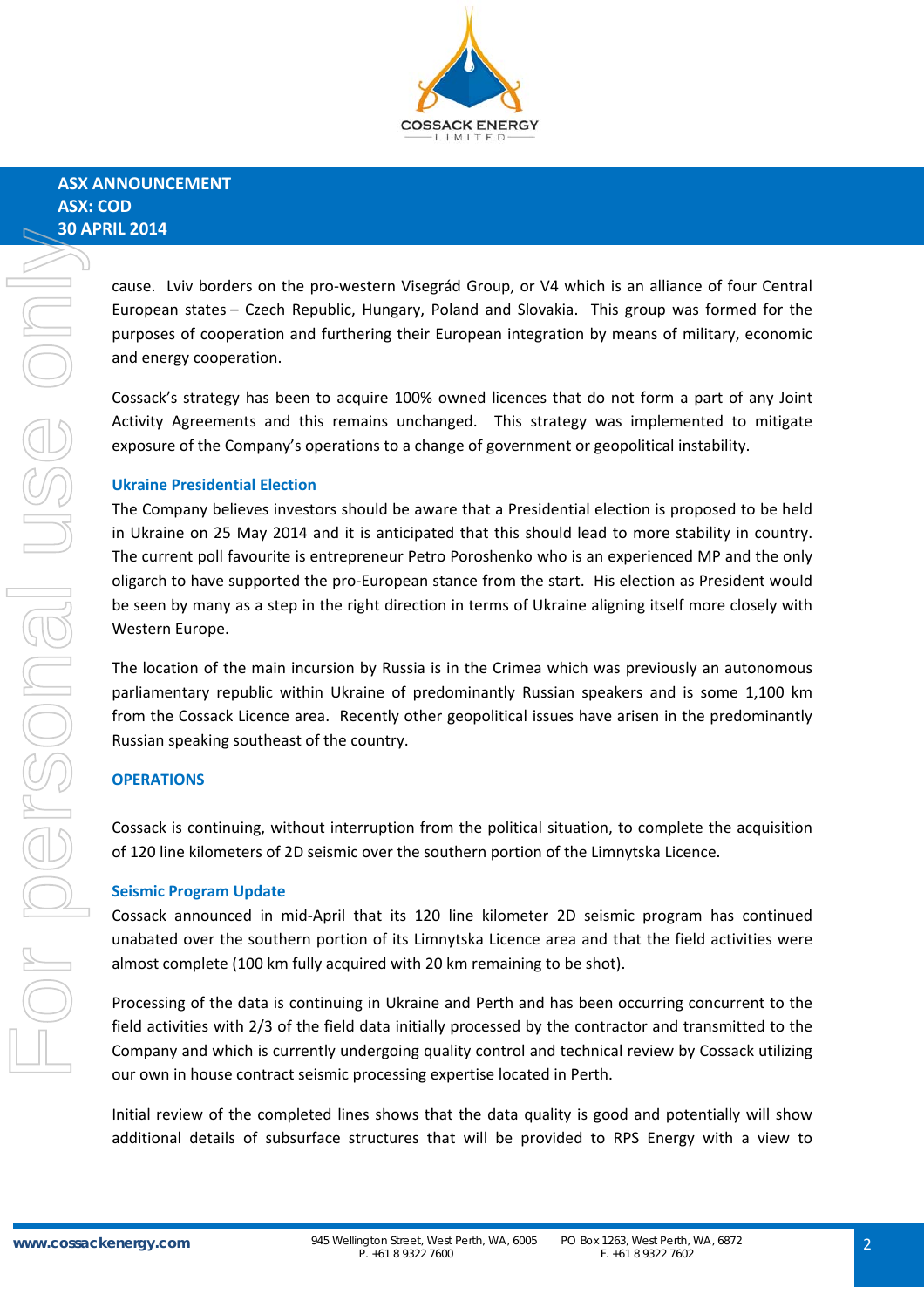cause. Lviv borders on the pro-western Visegrád Group, or V4 which is an alliance of four Central European states – Czech Republic, Hungary, Poland and Slovakia. This group was formed for the purposes of cooperation and furthering their European integration by means of military, economic and energy cooperation.

Cossack's strategy has been to acquire 100% owned licences that do not form a part of any Joint Activity Agreements and this remains unchanged. This strategy was implemented to mitigate exposure of the Company's operations to a change of government or geopolitical instability.

### Ukraine Presidential Election

The Company believes investors should be aware that a Presidential election is proposed to be held in Ukraine on 25 May 2014 and it is anticipated that this should lead to more stability in country. The current poll favourite is entrepreneur Petro Poroshenko who is an experienced MP and the only oligarch to have supported the pro-European stance from the start. His election as President would be seen by many as a step in the right direction in terms of Ukraine aligning itself more closely with Western Europe.

The location of the main incursion by Russia is in the Crimea which was previously an autonomous parliamentary republic within Ukraine of predominantly Russian speakers and is some 1,100 km from the Cossack Licence area. Recently other geopolitical issues have arisen in the predominantly Russian speaking southeast of the country.

## OPERATIONS

Cossack is continuing, without interruption from the political situation, to complete the acquisition of 120 line kilometers of 2D seismic over the southern portion of the Limnytska Licence.

### Seismic Program Update

Cossack announced in mid-April that its 120 line kilometer 2D seismic program has continued unabated over the southern portion of its Limnytska Licence area and that the field activities were almost complete (100 km fully acquired with 20 km remaining to be shot).

Processing of the data is continuing in Ukraine and Perth and has been occurring concurrent to the field activities with 2/3 of the field data initially processed by the contractor and transmitted to the Company and which is currently undergoing quality control and technical review by Cossack utilizing our own in house contract seismic processing expertise located in Perth.

Initial review of the completed lines shows that the data quality is good and potentially will show additional details of subsurface structures that will be provided to RPS Energy with a view to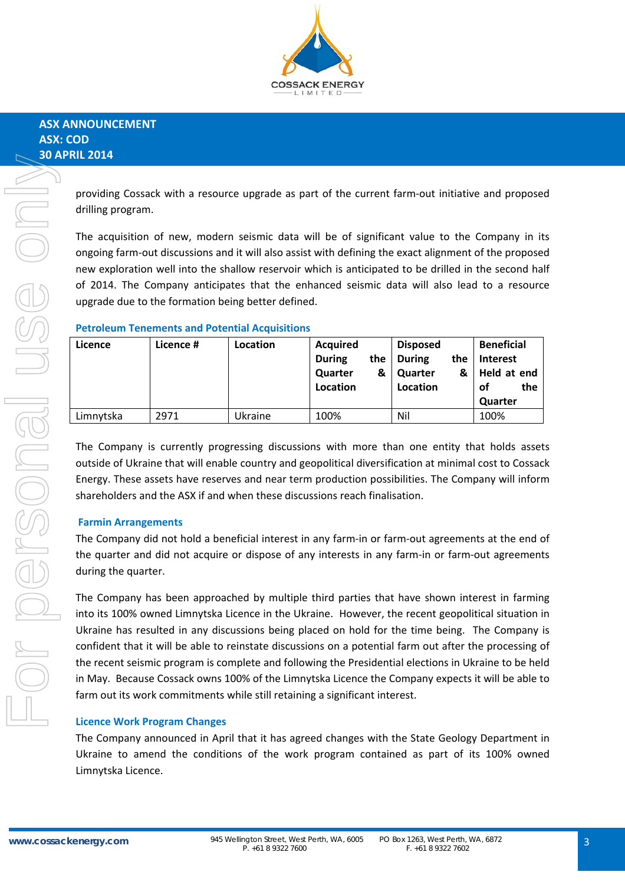providing Cossack with a resource upgrade as part of the current farm-out initiative and proposed drilling program.

The acquisition of new, modern seismic data will be of significant value to the Company in its ongoing farm-out discussions and it will also assist with defining the exact alignment of the proposed new exploration well into the shallow reservoir which is anticipated to be drilled in the second half of 2014. The Company anticipates that the enhanced seismic data will also lead to a resource upgrade due to the formation being better defined.

### Petroleum Tenements and Potential Acquisitions

| Licence | Licence # | Location | Acquired During the Quarter & Location | Disposed During the Quarter & Location | Beneficial Interest Held at end of the Quarter |
|---|---|---|---|---|---|
| Limnytska | 2971 | Ukraine | 100% | Nil | 100% |

The Company is currently progressing discussions with more than one entity that holds assets outside of Ukraine that will enable country and geopolitical diversification at minimal cost to Cossack Energy. These assets have reserves and near term production possibilities. The Company will inform shareholders and the ASX if and when these discussions reach finalisation.

### Farmin Arrangements

The Company did not hold a beneficial interest in any farm-in or farm-out agreements at the end of the quarter and did not acquire or dispose of any interests in any farm-in or farm-out agreements during the quarter.

The Company has been approached by multiple third parties that have shown interest in farming into its 100% owned Limnytska Licence in the Ukraine. However, the recent geopolitical situation in Ukraine has resulted in any discussions being placed on hold for the time being. The Company is confident that it will be able to reinstate discussions on a potential farm out after the processing of the recent seismic program is complete and following the Presidential elections in Ukraine to be held in May. Because Cossack owns 100% of the Limnytska Licence the Company expects it will be able to farm out its work commitments while still retaining a significant interest.

### Licence Work Program Changes

The Company announced in April that it has agreed changes with the State Geology Department in Ukraine to amend the conditions of the work program contained as part of its 100% owned Limnytska Licence.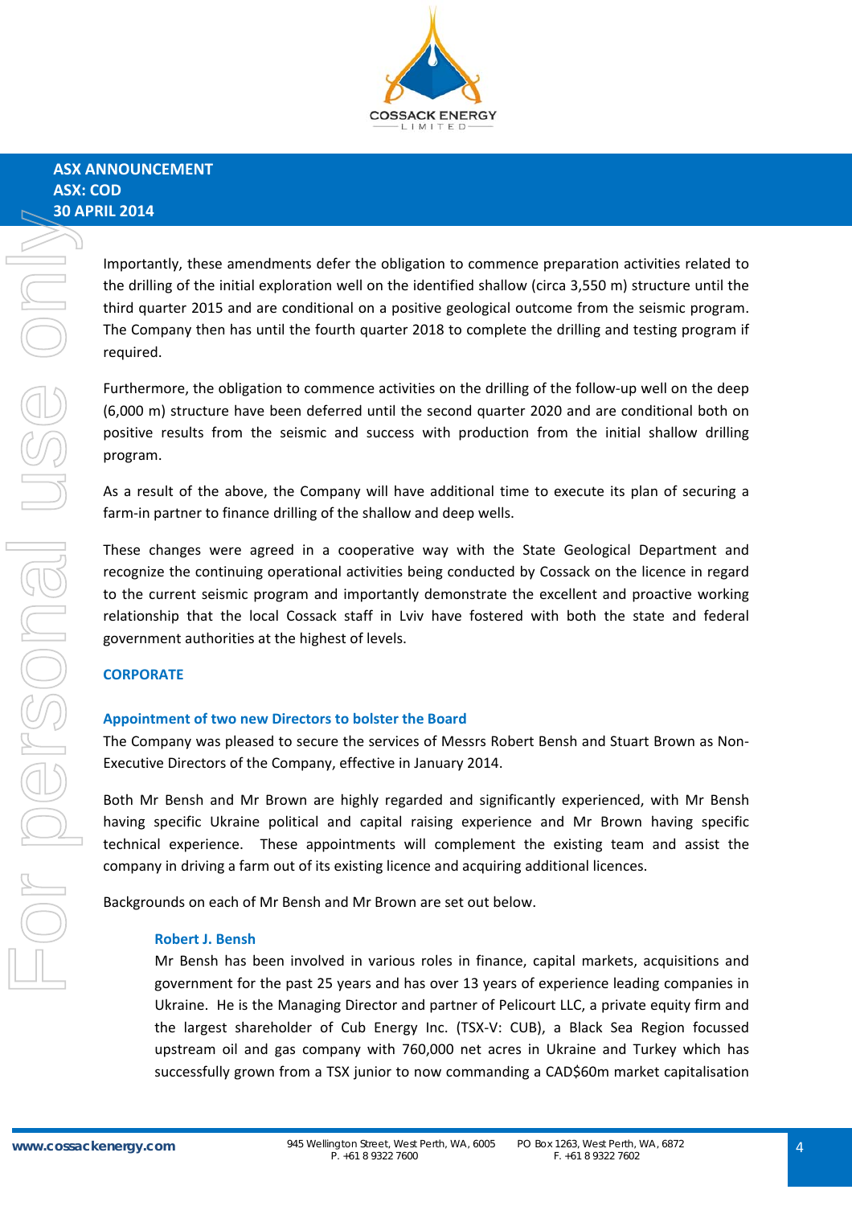Importantly, these amendments defer the obligation to commence preparation activities related to the drilling of the initial exploration well on the identified shallow (circa 3,550 m) structure until the third quarter 2015 and are conditional on a positive geological outcome from the seismic program. The Company then has until the fourth quarter 2018 to complete the drilling and testing program if required.

Furthermore, the obligation to commence activities on the drilling of the follow-up well on the deep (6,000 m) structure have been deferred until the second quarter 2020 and are conditional both on positive results from the seismic and success with production from the initial shallow drilling program.

As a result of the above, the Company will have additional time to execute its plan of securing a farm-in partner to finance drilling of the shallow and deep wells.

These changes were agreed in a cooperative way with the State Geological Department and recognize the continuing operational activities being conducted by Cossack on the licence in regard to the current seismic program and importantly demonstrate the excellent and proactive working relationship that the local Cossack staff in Lviv have fostered with both the state and federal government authorities at the highest of levels.

## CORPORATE

### Appointment of two new Directors to bolster the Board

The Company was pleased to secure the services of Messrs Robert Bensh and Stuart Brown as Non-Executive Directors of the Company, effective in January 2014.

Both Mr Bensh and Mr Brown are highly regarded and significantly experienced, with Mr Bensh having specific Ukraine political and capital raising experience and Mr Brown having specific technical experience. These appointments will complement the existing team and assist the company in driving a farm out of its existing licence and acquiring additional licences.

Backgrounds on each of Mr Bensh and Mr Brown are set out below.

#### Robert J. Bensh

Mr Bensh has been involved in various roles in finance, capital markets, acquisitions and government for the past 25 years and has over 13 years of experience leading companies in Ukraine. He is the Managing Director and partner of Pelicourt LLC, a private equity firm and the largest shareholder of Cub Energy Inc. (TSX-V: CUB), a Black Sea Region focussed upstream oil and gas company with 760,000 net acres in Ukraine and Turkey which has successfully grown from a TSX junior to now commanding a CAD$60m market capitalisation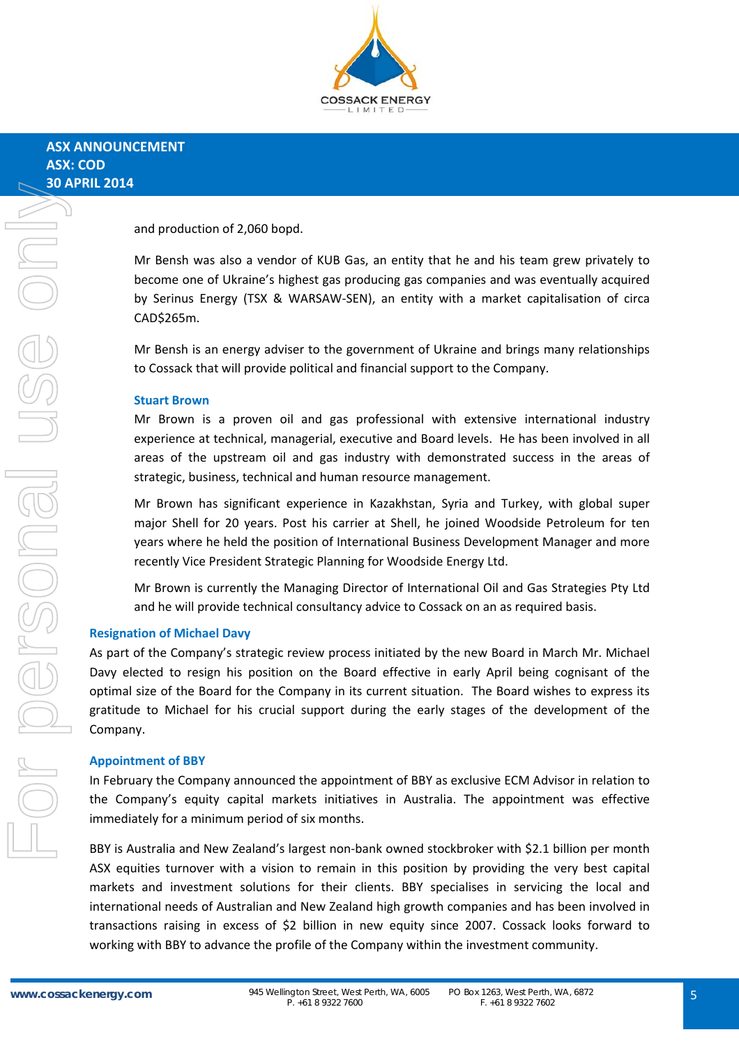and production of 2,060 bopd.

Mr Bensh was also a vendor of KUB Gas, an entity that he and his team grew privately to become one of Ukraine's highest gas producing gas companies and was eventually acquired by Serinus Energy (TSX & WARSAW-SEN), an entity with a market capitalisation of circa CAD$265m.

Mr Bensh is an energy adviser to the government of Ukraine and brings many relationships to Cossack that will provide political and financial support to the Company.

### Stuart Brown

Mr Brown is a proven oil and gas professional with extensive international industry experience at technical, managerial, executive and Board levels. He has been involved in all areas of the upstream oil and gas industry with demonstrated success in the areas of strategic, business, technical and human resource management.

Mr Brown has significant experience in Kazakhstan, Syria and Turkey, with global super major Shell for 20 years. Post his carrier at Shell, he joined Woodside Petroleum for ten years where he held the position of International Business Development Manager and more recently Vice President Strategic Planning for Woodside Energy Ltd.

Mr Brown is currently the Managing Director of International Oil and Gas Strategies Pty Ltd and he will provide technical consultancy advice to Cossack on an as required basis.

## Resignation of Michael Davy

As part of the Company's strategic review process initiated by the new Board in March Mr. Michael Davy elected to resign his position on the Board effective in early April being cognisant of the optimal size of the Board for the Company in its current situation. The Board wishes to express its gratitude to Michael for his crucial support during the early stages of the development of the Company.

## Appointment of BBY

In February the Company announced the appointment of BBY as exclusive ECM Advisor in relation to the Company's equity capital markets initiatives in Australia. The appointment was effective immediately for a minimum period of six months.

BBY is Australia and New Zealand's largest non-bank owned stockbroker with $2.1 billion per month ASX equities turnover with a vision to remain in this position by providing the very best capital markets and investment solutions for their clients. BBY specialises in servicing the local and international needs of Australian and New Zealand high growth companies and has been involved in transactions raising in excess of $2 billion in new equity since 2007. Cossack looks forward to working with BBY to advance the profile of the Company within the investment community.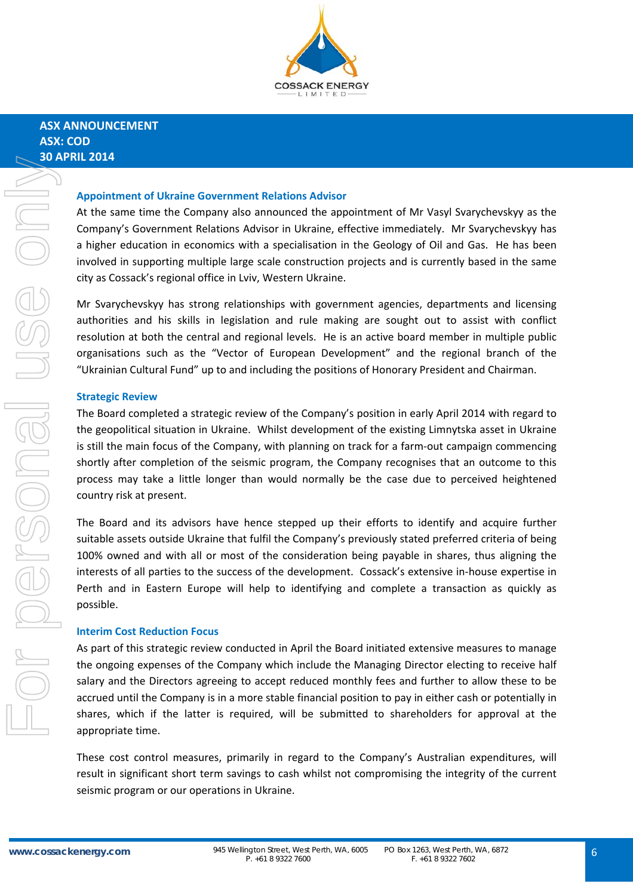**ASX ANNOUNCEMENT**
**ASX: COD**
**30 APRIL 2014**

## Appointment of Ukraine Government Relations Advisor

At the same time the Company also announced the appointment of Mr Vasyl Svarychevskyy as the Company's Government Relations Advisor in Ukraine, effective immediately. Mr Svarychevskyy has a higher education in economics with a specialisation in the Geology of Oil and Gas. He has been involved in supporting multiple large scale construction projects and is currently based in the same city as Cossack's regional office in Lviv, Western Ukraine.

Mr Svarychevskyy has strong relationships with government agencies, departments and licensing authorities and his skills in legislation and rule making are sought out to assist with conflict resolution at both the central and regional levels. He is an active board member in multiple public organisations such as the "Vector of European Development" and the regional branch of the "Ukrainian Cultural Fund" up to and including the positions of Honorary President and Chairman.

## Strategic Review

The Board completed a strategic review of the Company's position in early April 2014 with regard to the geopolitical situation in Ukraine. Whilst development of the existing Limnytska asset in Ukraine is still the main focus of the Company, with planning on track for a farm-out campaign commencing shortly after completion of the seismic program, the Company recognises that an outcome to this process may take a little longer than would normally be the case due to perceived heightened country risk at present.

The Board and its advisors have hence stepped up their efforts to identify and acquire further suitable assets outside Ukraine that fulfil the Company's previously stated preferred criteria of being 100% owned and with all or most of the consideration being payable in shares, thus aligning the interests of all parties to the success of the development. Cossack's extensive in-house expertise in Perth and in Eastern Europe will help to identifying and complete a transaction as quickly as possible.

## Interim Cost Reduction Focus

As part of this strategic review conducted in April the Board initiated extensive measures to manage the ongoing expenses of the Company which include the Managing Director electing to receive half salary and the Directors agreeing to accept reduced monthly fees and further to allow these to be accrued until the Company is in a more stable financial position to pay in either cash or potentially in shares, which if the latter is required, will be submitted to shareholders for approval at the appropriate time.

These cost control measures, primarily in regard to the Company's Australian expenditures, will result in significant short term savings to cash whilst not compromising the integrity of the current seismic program or our operations in Ukraine.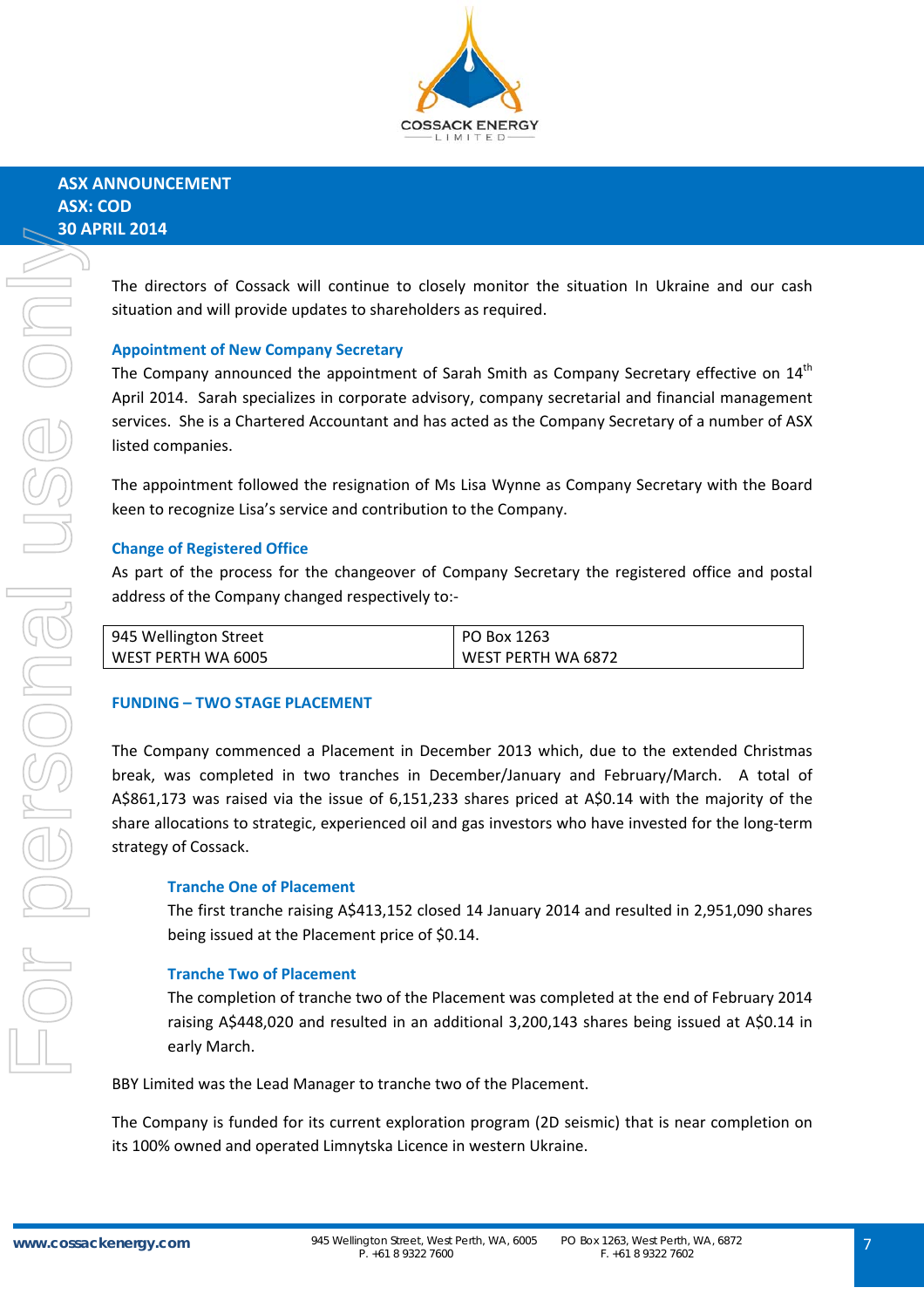The directors of Cossack will continue to closely monitor the situation In Ukraine and our cash situation and will provide updates to shareholders as required.

### Appointment of New Company Secretary

The Company announced the appointment of Sarah Smith as Company Secretary effective on 14th April 2014. Sarah specializes in corporate advisory, company secretarial and financial management services. She is a Chartered Accountant and has acted as the Company Secretary of a number of ASX listed companies.

The appointment followed the resignation of Ms Lisa Wynne as Company Secretary with the Board keen to recognize Lisa's service and contribution to the Company.

### Change of Registered Office

As part of the process for the changeover of Company Secretary the registered office and postal address of the Company changed respectively to:-

| 945 Wellington Street<br>WEST PERTH WA 6005 | PO Box 1263<br>WEST PERTH WA 6872 |
|---|---|

## FUNDING – TWO STAGE PLACEMENT

The Company commenced a Placement in December 2013 which, due to the extended Christmas break, was completed in two tranches in December/January and February/March. A total of A$861,173 was raised via the issue of 6,151,233 shares priced at A$0.14 with the majority of the share allocations to strategic, experienced oil and gas investors who have invested for the long-term strategy of Cossack.

### Tranche One of Placement

The first tranche raising A$413,152 closed 14 January 2014 and resulted in 2,951,090 shares being issued at the Placement price of $0.14.

### Tranche Two of Placement

The completion of tranche two of the Placement was completed at the end of February 2014 raising A$448,020 and resulted in an additional 3,200,143 shares being issued at A$0.14 in early March.

BBY Limited was the Lead Manager to tranche two of the Placement.

The Company is funded for its current exploration program (2D seismic) that is near completion on its 100% owned and operated Limnytska Licence in western Ukraine.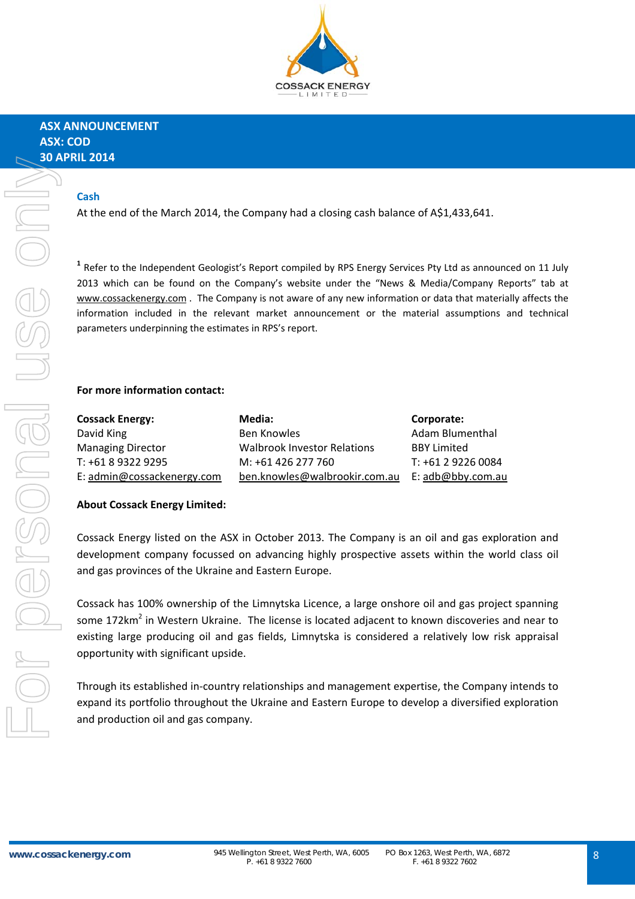## Cash

At the end of the March 2014, the Company had a closing cash balance of A$1,433,641.

[1] Refer to the Independent Geologist's Report compiled by RPS Energy Services Pty Ltd as announced on 11 July 2013 which can be found on the Company's website under the "News & Media/Company Reports" tab at www.cossackenergy.com . The Company is not aware of any new information or data that materially affects the information included in the relevant market announcement or the material assumptions and technical parameters underpinning the estimates in RPS's report.

**For more information contact:**

| Cossack Energy: | Media: | Corporate: |
|---|---|---|
| David King | Ben Knowles | Adam Blumenthal |
| Managing Director | Walbrook Investor Relations | BBY Limited |
| T: +61 8 9322 9295 | M: +61 426 277 760 | T: +61 2 9226 0084 |
| E: admin@cossackenergy.com | ben.knowles@walbrookir.com.au | E: adb@bby.com.au |

**About Cossack Energy Limited:**

Cossack Energy listed on the ASX in October 2013. The Company is an oil and gas exploration and development company focussed on advancing highly prospective assets within the world class oil and gas provinces of the Ukraine and Eastern Europe.

Cossack has 100% ownership of the Limnytska Licence, a large onshore oil and gas project spanning some 172km$^2$ in Western Ukraine. The license is located adjacent to known discoveries and near to existing large producing oil and gas fields, Limnytska is considered a relatively low risk appraisal opportunity with significant upside.

Through its established in-country relationships and management expertise, the Company intends to expand its portfolio throughout the Ukraine and Eastern Europe to develop a diversified exploration and production oil and gas company.